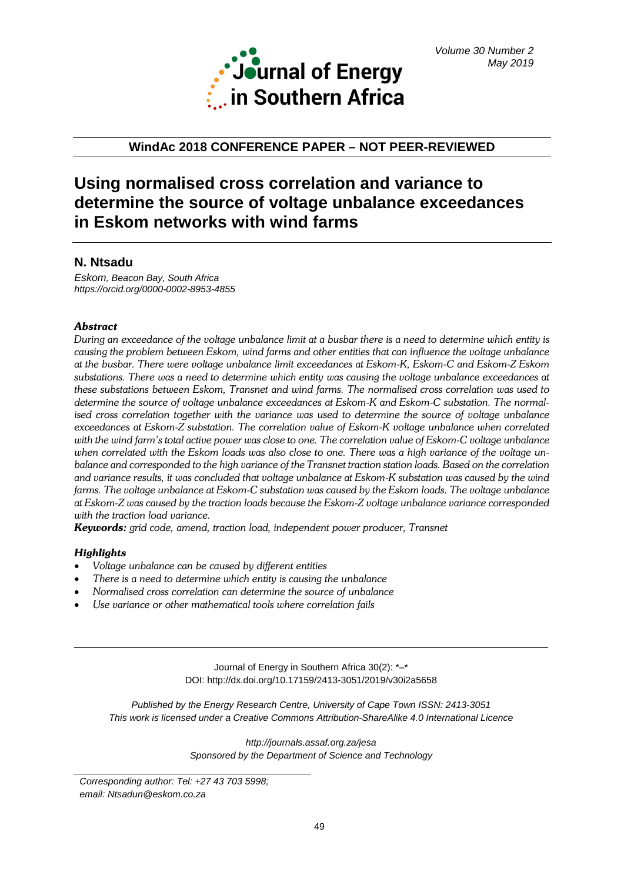WindAc 2018 CONFERENCE PAPER – NOT PEER-REVIEWED

# Using normalised cross correlation and variance to determine the source of voltage unbalance exceedances in Eskom networks with wind farms

## N. Ntsadu

*Eskom, Beacon Bay, South Africa*
*https://orcid.org/0000-0002-8953-4855*

### *Abstract*

*During an exceedance of the voltage unbalance limit at a busbar there is a need to determine which entity is causing the problem between Eskom, wind farms and other entities that can influence the voltage unbalance at the busbar. There were voltage unbalance limit exceedances at Eskom-K, Eskom-C and Eskom-Z Eskom substations. There was a need to determine which entity was causing the voltage unbalance exceedances at these substations between Eskom, Transnet and wind farms. The normalised cross correlation was used to determine the source of voltage unbalance exceedances at Eskom-K and Eskom-C substation. The normalised cross correlation together with the variance was used to determine the source of voltage unbalance exceedances at Eskom-Z substation. The correlation value of Eskom-K voltage unbalance when correlated with the wind farm's total active power was close to one. The correlation value of Eskom-C voltage unbalance when correlated with the Eskom loads was also close to one. There was a high variance of the voltage unbalance and corresponded to the high variance of the Transnet traction station loads. Based on the correlation and variance results, it was concluded that voltage unbalance at Eskom-K substation was caused by the wind farms. The voltage unbalance at Eskom-C substation was caused by the Eskom loads. The voltage unbalance at Eskom-Z was caused by the traction loads because the Eskom-Z voltage unbalance variance corresponded with the traction load variance.*

***Keywords:*** *grid code, amend, traction load, independent power producer, Transnet*

### *Highlights*

- *Voltage unbalance can be caused by different entities*
- *There is a need to determine which entity is causing the unbalance*
- *Normalised cross correlation can determine the source of unbalance*
- *Use variance or other mathematical tools where correlation fails*

Journal of Energy in Southern Africa 30(2): \*–\*
DOI: http://dx.doi.org/10.17159/2413-3051/2019/v30i2a5658

*Published by the Energy Research Centre, University of Cape Town ISSN: 2413-3051*
*This work is licensed under a Creative Commons Attribution-ShareAlike 4.0 International Licence*

*http://journals.assaf.org.za/jesa*
*Sponsored by the Department of Science and Technology*

*Corresponding author: Tel: +27 43 703 5998;*
*email: Ntsadun@eskom.co.za*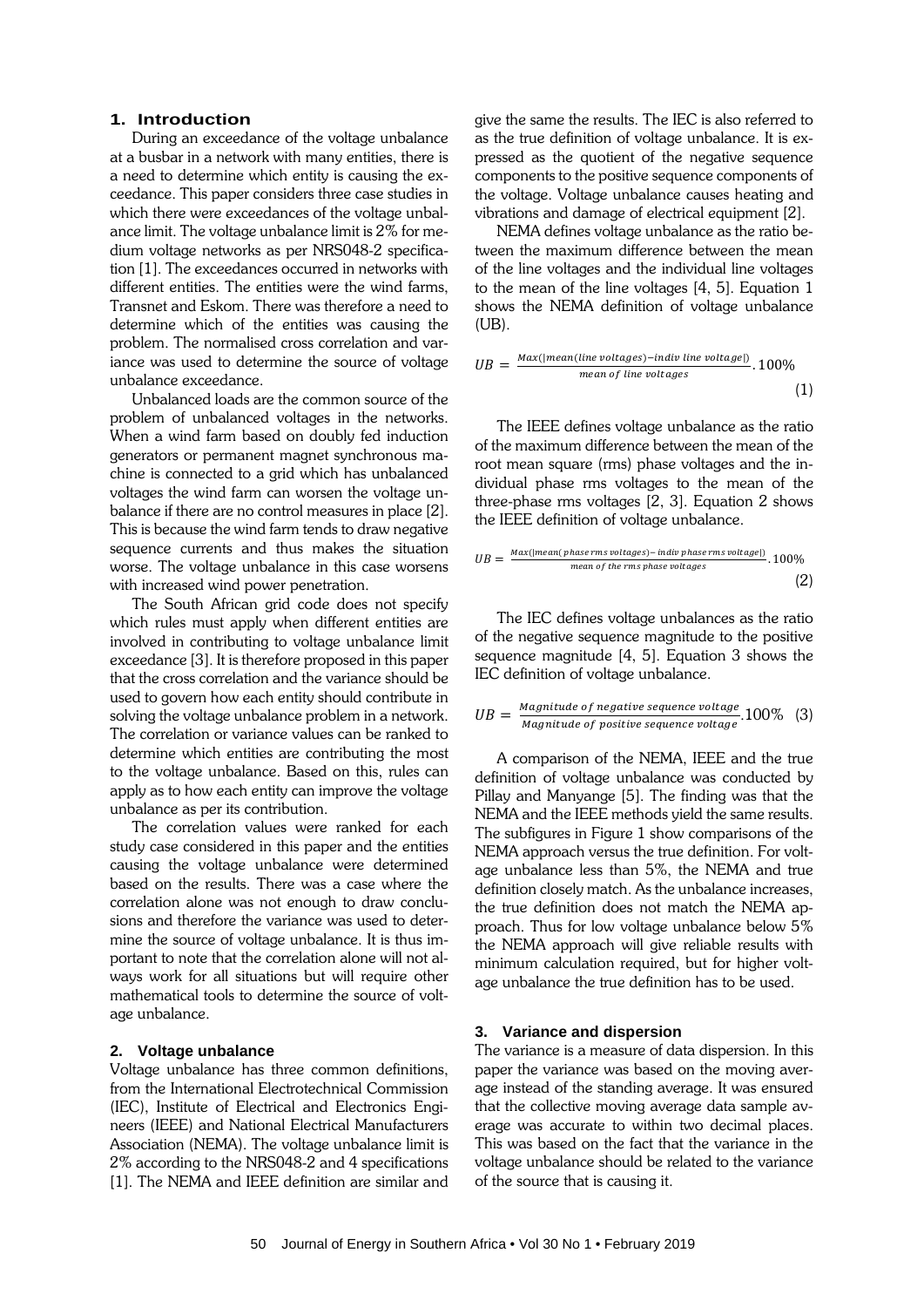## 1. Introduction

During an exceedance of the voltage unbalance at a busbar in a network with many entities, there is a need to determine which entity is causing the exceedance. This paper considers three case studies in which there were exceedances of the voltage unbalance limit. The voltage unbalance limit is 2% for medium voltage networks as per NRS048-2 specification [1]. The exceedances occurred in networks with different entities. The entities were the wind farms, Transnet and Eskom. There was therefore a need to determine which of the entities was causing the problem. The normalised cross correlation and variance was used to determine the source of voltage unbalance exceedance.

Unbalanced loads are the common source of the problem of unbalanced voltages in the networks. When a wind farm based on doubly fed induction generators or permanent magnet synchronous machine is connected to a grid which has unbalanced voltages the wind farm can worsen the voltage unbalance if there are no control measures in place [2]. This is because the wind farm tends to draw negative sequence currents and thus makes the situation worse. The voltage unbalance in this case worsens with increased wind power penetration.

The South African grid code does not specify which rules must apply when different entities are involved in contributing to voltage unbalance limit exceedance [3]. It is therefore proposed in this paper that the cross correlation and the variance should be used to govern how each entity should contribute in solving the voltage unbalance problem in a network. The correlation or variance values can be ranked to determine which entities are contributing the most to the voltage unbalance. Based on this, rules can apply as to how each entity can improve the voltage unbalance as per its contribution.

The correlation values were ranked for each study case considered in this paper and the entities causing the voltage unbalance were determined based on the results. There was a case where the correlation alone was not enough to draw conclusions and therefore the variance was used to determine the source of voltage unbalance. It is thus important to note that the correlation alone will not always work for all situations but will require other mathematical tools to determine the source of voltage unbalance.

## 2. Voltage unbalance

Voltage unbalance has three common definitions, from the International Electrotechnical Commission (IEC), Institute of Electrical and Electronics Engineers (IEEE) and National Electrical Manufacturers Association (NEMA). The voltage unbalance limit is 2% according to the NRS048-2 and 4 specifications [1]. The NEMA and IEEE definition are similar and give the same the results. The IEC is also referred to as the true definition of voltage unbalance. It is expressed as the quotient of the negative sequence components to the positive sequence components of the voltage. Voltage unbalance causes heating and vibrations and damage of electrical equipment [2].

NEMA defines voltage unbalance as the ratio between the maximum difference between the mean of the line voltages and the individual line voltages to the mean of the line voltages [4, 5]. Equation 1 shows the NEMA definition of voltage unbalance (UB).

$$UB = \frac{Max(|mean(line\ voltages) - indiv\ line\ voltage|)}{mean\ of\ line\ voltages} . 100\% \quad (1)$$

The IEEE defines voltage unbalance as the ratio of the maximum difference between the mean of the root mean square (rms) phase voltages and the individual phase rms voltages to the mean of the three-phase rms voltages [2, 3]. Equation 2 shows the IEEE definition of voltage unbalance.

$$UB = \frac{Max(|mean(phase\ rms\ voltages) - indiv\ phase\ rms\ voltage|)}{mean\ of\ the\ rms\ phase\ voltages} . 100\% \quad (2)$$

The IEC defines voltage unbalances as the ratio of the negative sequence magnitude to the positive sequence magnitude [4, 5]. Equation 3 shows the IEC definition of voltage unbalance.

$$UB = \frac{Magnitude\ of\ negative\ sequence\ voltage}{Magnitude\ of\ positive\ sequence\ voltage} . 100\% \quad (3)$$

A comparison of the NEMA, IEEE and the true definition of voltage unbalance was conducted by Pillay and Manyange [5]. The finding was that the NEMA and the IEEE methods yield the same results. The subfigures in Figure 1 show comparisons of the NEMA approach versus the true definition. For voltage unbalance less than 5%, the NEMA and true definition closely match. As the unbalance increases, the true definition does not match the NEMA approach. Thus for low voltage unbalance below 5% the NEMA approach will give reliable results with minimum calculation required, but for higher voltage unbalance the true definition has to be used.

## 3. Variance and dispersion

The variance is a measure of data dispersion. In this paper the variance was based on the moving average instead of the standing average. It was ensured that the collective moving average data sample average was accurate to within two decimal places. This was based on the fact that the variance in the voltage unbalance should be related to the variance of the source that is causing it.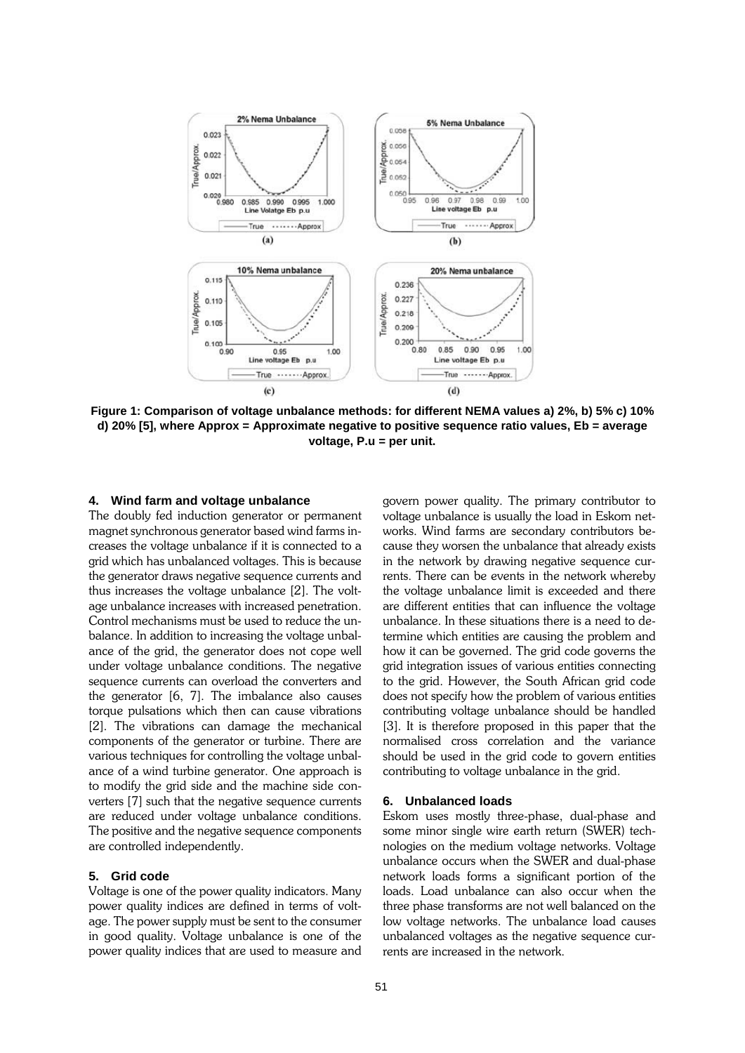2% Nema Unbalance

0.023
0.022
0.021
0.020
0.980 0.985 0.990 0.995 1.000
Line Volatge Eb p.u
True/Approx.
True Approx
(a)

5% Nema Unbalance

0.058
0.056
0.054
0.052
0.050
0.95 0.96 0.97 0.98 0.99 1.00
Line voltage Eb p.u
True/Approx.
True Approx
(b)

10% Nema unbalance

0.115
0.110
0.105
0.100
0.90 0.95 1.00
Line voltage Eb p.u
True/Approx.
True Approx.
(c)

20% Nema unbalance

0.236
0.227
0.218
0.209
0.200
0.80 0.85 0.90 0.95 1.00
Line voltage Eb p.u
True/Approx.
True Approx.
(d)

**Figure 1: Comparison of voltage unbalance methods: for different NEMA values a) 2%, b) 5% c) 10% d) 20% [5], where Approx = Approximate negative to positive sequence ratio values, Eb = average voltage, P.u = per unit.**

## 4. Wind farm and voltage unbalance

The doubly fed induction generator or permanent magnet synchronous generator based wind farms increases the voltage unbalance if it is connected to a grid which has unbalanced voltages. This is because the generator draws negative sequence currents and thus increases the voltage unbalance [2]. The voltage unbalance increases with increased penetration. Control mechanisms must be used to reduce the unbalance. In addition to increasing the voltage unbalance of the grid, the generator does not cope well under voltage unbalance conditions. The negative sequence currents can overload the converters and the generator [6, 7]. The imbalance also causes torque pulsations which then can cause vibrations [2]. The vibrations can damage the mechanical components of the generator or turbine. There are various techniques for controlling the voltage unbalance of a wind turbine generator. One approach is to modify the grid side and the machine side converters [7] such that the negative sequence currents are reduced under voltage unbalance conditions. The positive and the negative sequence components are controlled independently.

## 5. Grid code

Voltage is one of the power quality indicators. Many power quality indices are defined in terms of voltage. The power supply must be sent to the consumer in good quality. Voltage unbalance is one of the power quality indices that are used to measure and govern power quality. The primary contributor to voltage unbalance is usually the load in Eskom networks. Wind farms are secondary contributors because they worsen the unbalance that already exists in the network by drawing negative sequence currents. There can be events in the network whereby the voltage unbalance limit is exceeded and there are different entities that can influence the voltage unbalance. In these situations there is a need to determine which entities are causing the problem and how it can be governed. The grid code governs the grid integration issues of various entities connecting to the grid. However, the South African grid code does not specify how the problem of various entities contributing voltage unbalance should be handled [3]. It is therefore proposed in this paper that the normalised cross correlation and the variance should be used in the grid code to govern entities contributing to voltage unbalance in the grid.

## 6. Unbalanced loads

Eskom uses mostly three-phase, dual-phase and some minor single wire earth return (SWER) technologies on the medium voltage networks. Voltage unbalance occurs when the SWER and dual-phase network loads forms a significant portion of the loads. Load unbalance can also occur when the three phase transforms are not well balanced on the low voltage networks. The unbalance load causes unbalanced voltages as the negative sequence currents are increased in the network.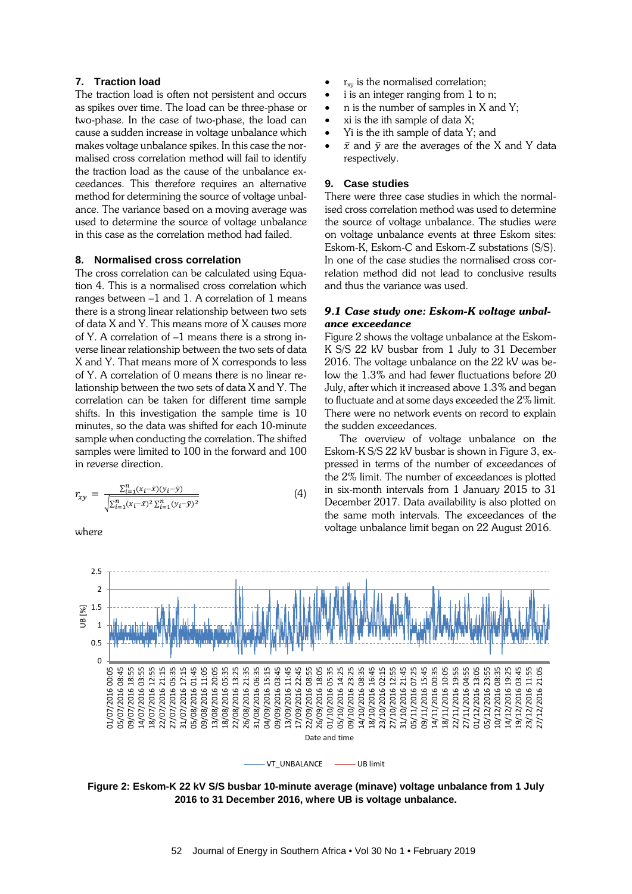## 7. Traction load

The traction load is often not persistent and occurs as spikes over time. The load can be three-phase or two-phase. In the case of two-phase, the load can cause a sudden increase in voltage unbalance which makes voltage unbalance spikes. In this case the normalised cross correlation method will fail to identify the traction load as the cause of the unbalance exceedances. This therefore requires an alternative method for determining the source of voltage unbalance. The variance based on a moving average was used to determine the source of voltage unbalance in this case as the correlation method had failed.

## 8. Normalised cross correlation

The cross correlation can be calculated using Equation 4. This is a normalised cross correlation which ranges between –1 and 1. A correlation of 1 means there is a strong linear relationship between two sets of data X and Y. This means more of X causes more of Y. A correlation of –1 means there is a strong inverse linear relationship between the two sets of data X and Y. That means more of X corresponds to less of Y. A correlation of 0 means there is no linear relationship between the two sets of data X and Y. The correlation can be taken for different time sample shifts. In this investigation the sample time is 10 minutes, so the data was shifted for each 10-minute sample when conducting the correlation. The shifted samples were limited to 100 in the forward and 100 in reverse direction.

$$r_{xy} = \frac{\sum_{i=1}^{n}(x_i-\bar{x})(y_i-\bar{y})}{\sqrt{\sum_{i=1}^{n}(x_i-\bar{x})^2 \sum_{i=1}^{n}(y_i-\bar{y})^2}} \quad (4)$$

where

- $r_{xy}$ is the normalised correlation;
- i is an integer ranging from 1 to n;
- n is the number of samples in X and Y;
- xi is the ith sample of data X;
- Yi is the ith sample of data Y; and
- $\bar{x}$ and $\bar{y}$ are the averages of the X and Y data respectively.

## 9. Case studies

There were three case studies in which the normalised cross correlation method was used to determine the source of voltage unbalance. The studies were on voltage unbalance events at three Eskom sites: Eskom-K, Eskom-C and Eskom-Z substations (S/S). In one of the case studies the normalised cross correlation method did not lead to conclusive results and thus the variance was used.

### *9.1 Case study one: Eskom-K voltage unbalance exceedance*

Figure 2 shows the voltage unbalance at the Eskom-K S/S 22 kV busbar from 1 July to 31 December 2016. The voltage unbalance on the 22 kV was below the 1.3% and had fewer fluctuations before 20 July, after which it increased above 1.3% and began to fluctuate and at some days exceeded the 2% limit. There were no network events on record to explain the sudden exceedances.

The overview of voltage unbalance on the Eskom-K S/S 22 kV busbar is shown in Figure 3, expressed in terms of the number of exceedances of the 2% limit. The number of exceedances is plotted in six-month intervals from 1 January 2015 to 31 December 2017. Data availability is also plotted on the same moth intervals. The exceedances of the voltage unbalance limit began on 22 August 2016.

UB [%]
2.5
2
1.5
1
0.5
0
01/07/2016 00:05
05/07/2016 08:45
09/07/2016 18:55
14/07/2016 03:55
18/07/2016 12:55
22/07/2016 21:15
27/07/2016 05:35
31/07/2016 17:15
05/08/2016 01:45
09/08/2016 11:05
13/08/2016 20:05
18/08/2016 05:35
22/08/2016 13:25
26/08/2016 21:35
31/08/2016 06:35
04/09/2016 15:15
09/09/2016 03:45
13/09/2016 11:45
17/09/2016 22:45
22/09/2016 08:55
26/09/2016 18:05
01/10/2016 05:35
05/10/2016 14:25
09/10/2016 23:25
14/10/2016 08:35
18/10/2016 16:45
23/10/2016 02:15
27/10/2016 12:55
31/10/2016 21:45
05/11/2016 07:25
09/11/2016 15:45
14/11/2016 00:35
18/11/2016 10:05
22/11/2016 19:55
27/11/2016 04:55
01/12/2016 13:05
05/12/2016 23:55
10/12/2016 08:35
14/12/2016 19:25
19/12/2016 03:45
23/12/2016 11:55
27/12/2016 21:05
Date and time
VT_UNBALANCE
UB limit

**Figure 2: Eskom-K 22 kV S/S busbar 10-minute average (minave) voltage unbalance from 1 July 2016 to 31 December 2016, where UB is voltage unbalance.**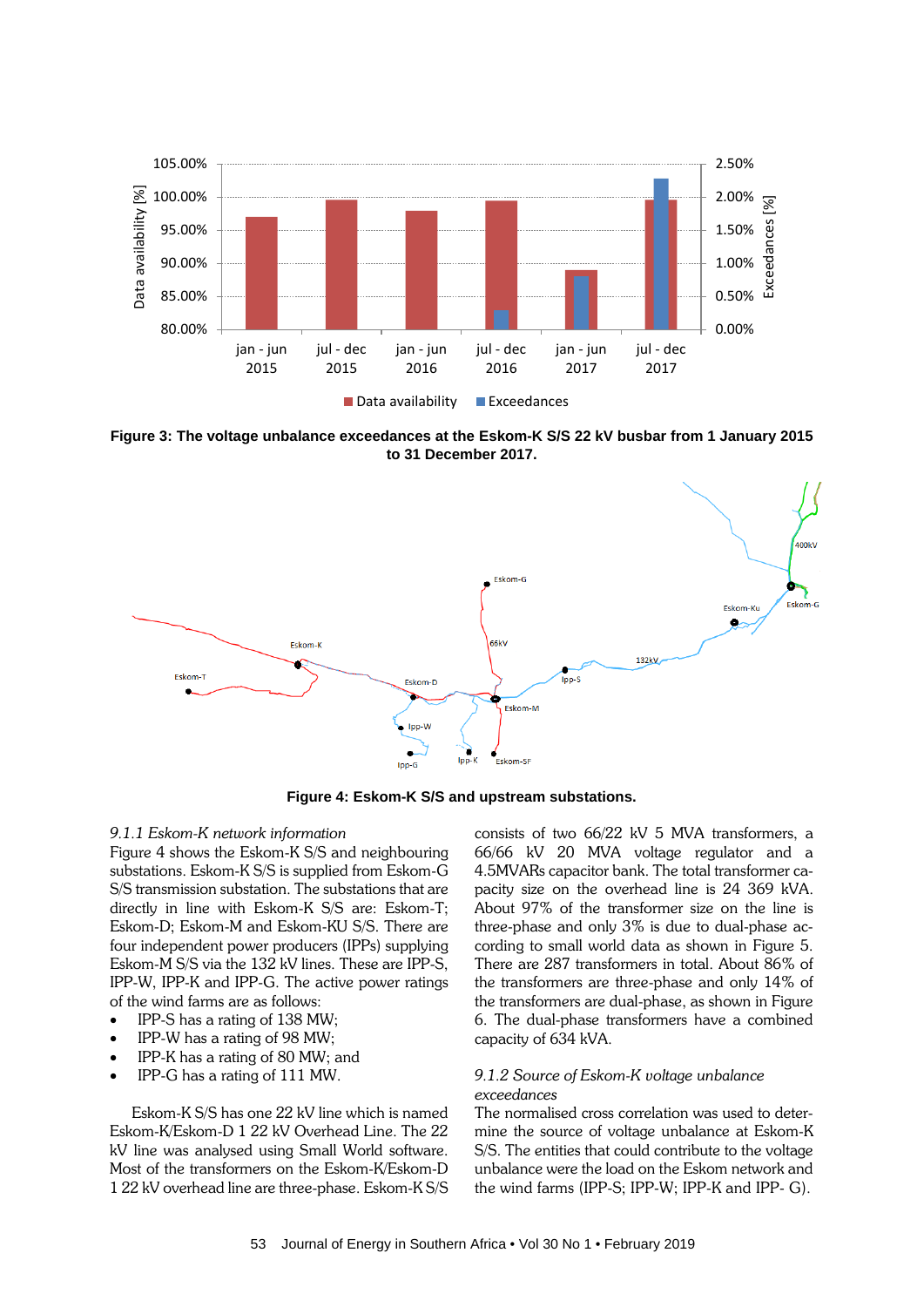105.00%
100.00%
95.00%
90.00%
85.00%
80.00%
Data availability [%]
2.50%
2.00%
1.50%
1.00%
0.50%
0.00%
Exceedances [%]
jan - jun 2015
jul - dec 2015
jan - jun 2016
jul - dec 2016
jan - jun 2017
jul - dec 2017
Data availability
Exceedances

**Figure 3: The voltage unbalance exceedances at the Eskom-K S/S 22 kV busbar from 1 January 2015 to 31 December 2017.**

400kV
Eskom-G
Eskom-Ku
Eskom-G
66kV
132kV
Eskom-K
Eskom-T
Eskom-D
Ipp-S
Eskom-M
Ipp-W
Ipp-G
Ipp-K
Eskom-SF

**Figure 4: Eskom-K S/S and upstream substations.**

### *9.1.1 Eskom-K network information*

Figure 4 shows the Eskom-K S/S and neighbouring substations. Eskom-K S/S is supplied from Eskom-G S/S transmission substation. The substations that are directly in line with Eskom-K S/S are: Eskom-T; Eskom-D; Eskom-M and Eskom-KU S/S. There are four independent power producers (IPPs) supplying Eskom-M S/S via the 132 kV lines. These are IPP-S, IPP-W, IPP-K and IPP-G. The active power ratings of the wind farms are as follows:

- IPP-S has a rating of 138 MW;
- IPP-W has a rating of 98 MW;
- IPP-K has a rating of 80 MW; and
- IPP-G has a rating of 111 MW.

Eskom-K S/S has one 22 kV line which is named Eskom-K/Eskom-D 1 22 kV Overhead Line. The 22 kV line was analysed using Small World software. Most of the transformers on the Eskom-K/Eskom-D 1 22 kV overhead line are three-phase. Eskom-K S/S consists of two 66/22 kV 5 MVA transformers, a 66/66 kV 20 MVA voltage regulator and a 4.5MVARs capacitor bank. The total transformer capacity size on the overhead line is 24 369 kVA. About 97% of the transformer size on the line is three-phase and only 3% is due to dual-phase according to small world data as shown in Figure 5. There are 287 transformers in total. About 86% of the transformers are three-phase and only 14% of the transformers are dual-phase, as shown in Figure 6. The dual-phase transformers have a combined capacity of 634 kVA.

### *9.1.2 Source of Eskom-K voltage unbalance exceedances*

The normalised cross correlation was used to determine the source of voltage unbalance at Eskom-K S/S. The entities that could contribute to the voltage unbalance were the load on the Eskom network and the wind farms (IPP-S; IPP-W; IPP-K and IPP- G).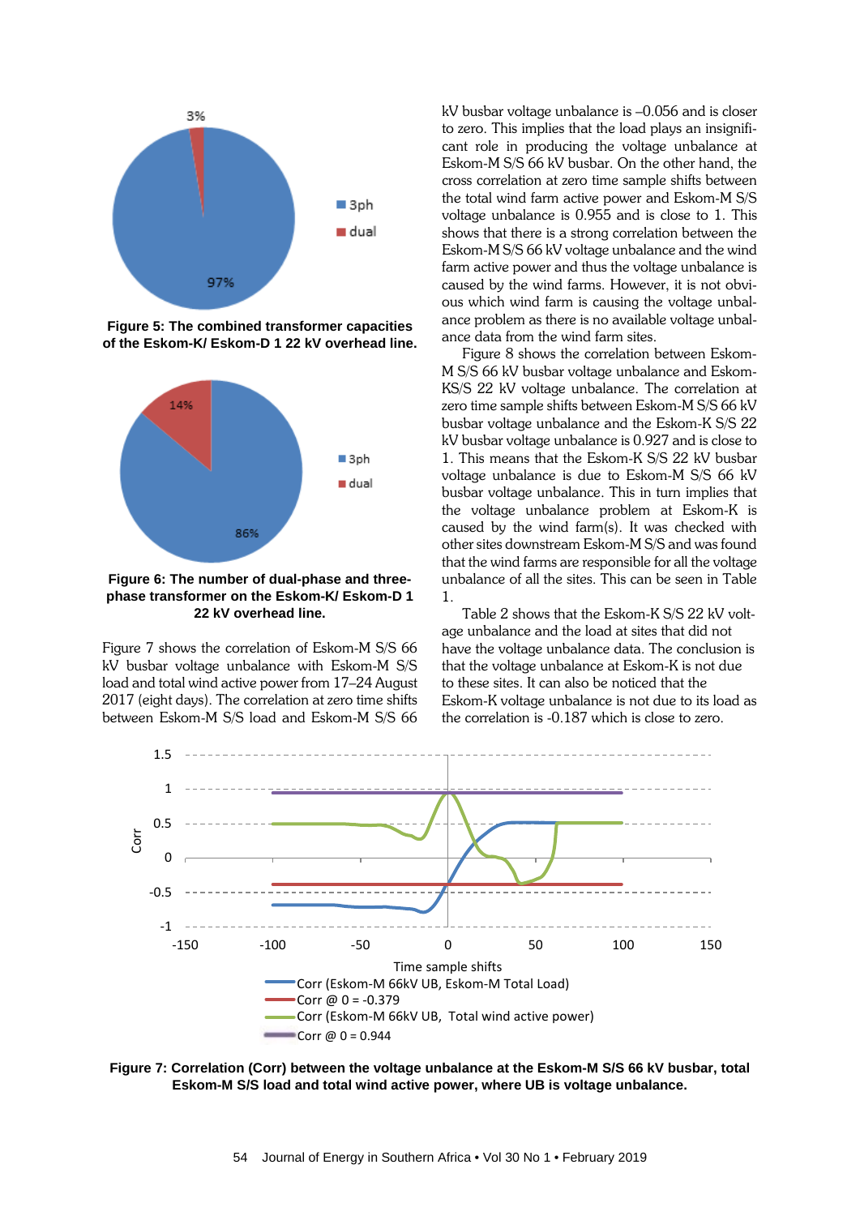3%

3ph

dual

97%

Figure 5: The combined transformer capacities of the Eskom-K/ Eskom-D 1 22 kV overhead line.

14%

3ph

dual

86%

Figure 6: The number of dual-phase and three-phase transformer on the Eskom-K/ Eskom-D 1 22 kV overhead line.

Figure 7 shows the correlation of Eskom-M S/S 66 kV busbar voltage unbalance with Eskom-M S/S load and total wind active power from 17–24 August 2017 (eight days). The correlation at zero time shifts between Eskom-M S/S load and Eskom-M S/S 66 kV busbar voltage unbalance is –0.056 and is closer to zero. This implies that the load plays an insignificant role in producing the voltage unbalance at Eskom-M S/S 66 kV busbar. On the other hand, the cross correlation at zero time sample shifts between the total wind farm active power and Eskom-M S/S voltage unbalance is 0.955 and is close to 1. This shows that there is a strong correlation between the Eskom-M S/S 66 kV voltage unbalance and the wind farm active power and thus the voltage unbalance is caused by the wind farms. However, it is not obvious which wind farm is causing the voltage unbalance problem as there is no available voltage unbalance data from the wind farm sites.

Figure 8 shows the correlation between Eskom-M S/S 66 kV busbar voltage unbalance and Eskom-KS/S 22 kV voltage unbalance. The correlation at zero time sample shifts between Eskom-M S/S 66 kV busbar voltage unbalance and the Eskom-K S/S 22 kV busbar voltage unbalance is 0.927 and is close to 1. This means that the Eskom-K S/S 22 kV busbar voltage unbalance is due to Eskom-M S/S 66 kV busbar voltage unbalance. This in turn implies that the voltage unbalance problem at Eskom-K is caused by the wind farm(s). It was checked with other sites downstream Eskom-M S/S and was found that the wind farms are responsible for all the voltage unbalance of all the sites. This can be seen in Table 1.

Table 2 shows that the Eskom-K S/S 22 kV voltage unbalance and the load at sites that did not have the voltage unbalance data. The conclusion is that the voltage unbalance at Eskom-K is not due to these sites. It can also be noticed that the Eskom-K voltage unbalance is not due to its load as the correlation is -0.187 which is close to zero.

Corr

1.5

1

0.5

0

-0.5

-1

-150

-100

-50

0

50

100

150

Time sample shifts

Corr (Eskom-M 66kV UB, Eskom-M Total Load)

Corr @ 0 = -0.379

Corr (Eskom-M 66kV UB, Total wind active power)

Corr @ 0 = 0.944

Figure 7: Correlation (Corr) between the voltage unbalance at the Eskom-M S/S 66 kV busbar, total Eskom-M S/S load and total wind active power, where UB is voltage unbalance.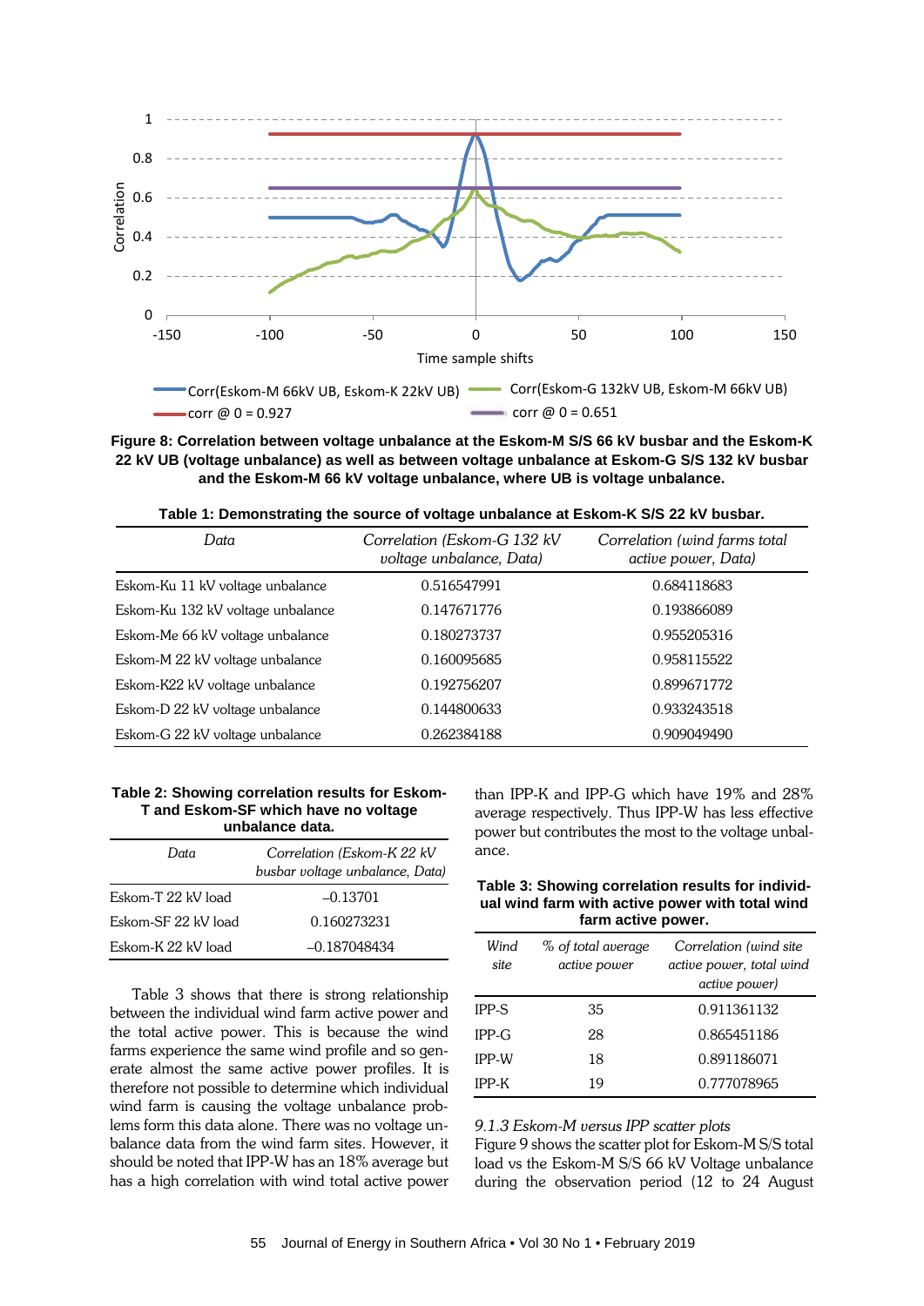1
0.8
0.6
0.4
0.2
0
Correlation
-150 -100 -50 0 50 100 150
Time sample shifts
Corr(Eskom-M 66kV UB, Eskom-K 22kV UB)
Corr(Eskom-G 132kV UB, Eskom-M 66kV UB)
corr @ 0 = 0.927
corr @ 0 = 0.651

**Figure 8: Correlation between voltage unbalance at the Eskom-M S/S 66 kV busbar and the Eskom-K 22 kV UB (voltage unbalance) as well as between voltage unbalance at Eskom-G S/S 132 kV busbar and the Eskom-M 66 kV voltage unbalance, where UB is voltage unbalance.**

**Table 1: Demonstrating the source of voltage unbalance at Eskom-K S/S 22 kV busbar.**

| *Data* | *Correlation (Eskom-G 132 kV voltage unbalance, Data)* | *Correlation (wind farms total active power, Data)* |
|---|---|---|
| Eskom-Ku 11 kV voltage unbalance | 0.516547991 | 0.684118683 |
| Eskom-Ku 132 kV voltage unbalance | 0.147671776 | 0.193866089 |
| Eskom-Me 66 kV voltage unbalance | 0.180273737 | 0.955205316 |
| Eskom-M 22 kV voltage unbalance | 0.160095685 | 0.958115522 |
| Eskom-K22 kV voltage unbalance | 0.192756207 | 0.899671772 |
| Eskom-D 22 kV voltage unbalance | 0.144800633 | 0.933243518 |
| Eskom-G 22 kV voltage unbalance | 0.262384188 | 0.909049490 |

**Table 2: Showing correlation results for Eskom-T and Eskom-SF which have no voltage unbalance data.**

| *Data* | *Correlation (Eskom-K 22 kV busbar voltage unbalance, Data)* |
|---|---|
| Eskom-T 22 kV load | –0.13701 |
| Eskom-SF 22 kV load | 0.160273231 |
| Eskom-K 22 kV load | –0.187048434 |

Table 3 shows that there is strong relationship between the individual wind farm active power and the total active power. This is because the wind farms experience the same wind profile and so generate almost the same active power profiles. It is therefore not possible to determine which individual wind farm is causing the voltage unbalance problems form this data alone. There was no voltage unbalance data from the wind farm sites. However, it should be noted that IPP-W has an 18% average but has a high correlation with wind total active power than IPP-K and IPP-G which have 19% and 28% average respectively. Thus IPP-W has less effective power but contributes the most to the voltage unbalance.

**Table 3: Showing correlation results for individual wind farm with active power with total wind farm active power.**

| *Wind site* | *% of total average active power* | *Correlation (wind site active power, total wind active power)* |
|---|---|---|
| IPP-S | 35 | 0.911361132 |
| IPP-G | 28 | 0.865451186 |
| IPP-W | 18 | 0.891186071 |
| IPP-K | 19 | 0.777078965 |

*9.1.3 Eskom-M versus IPP scatter plots*

Figure 9 shows the scatter plot for Eskom-M S/S total load vs the Eskom-M S/S 66 kV Voltage unbalance during the observation period (12 to 24 August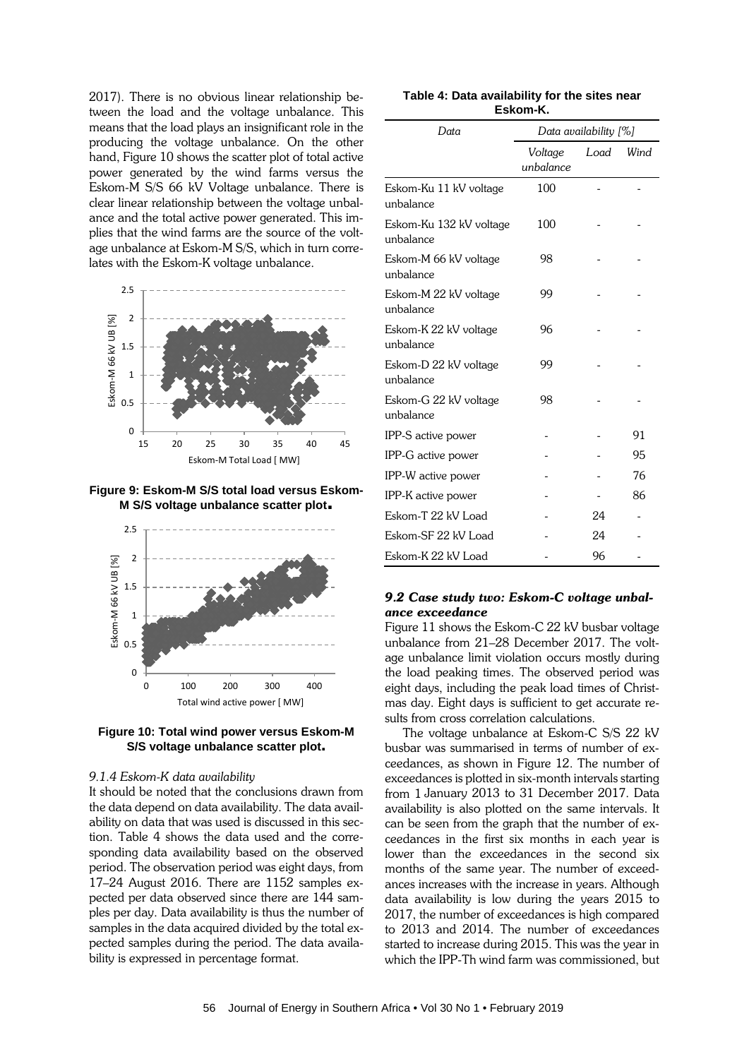2017). There is no obvious linear relationship between the load and the voltage unbalance. This means that the load plays an insignificant role in the producing the voltage unbalance. On the other hand, Figure 10 shows the scatter plot of total active power generated by the wind farms versus the Eskom-M S/S 66 kV Voltage unbalance. There is clear linear relationship between the voltage unbalance and the total active power generated. This implies that the wind farms are the source of the voltage unbalance at Eskom-M S/S, which in turn correlates with the Eskom-K voltage unbalance.

Eskom-M 66 kV UB [%]
2.5
2
1.5
1
0.5
0
15 20 25 30 35 40 45
Eskom-M Total Load [ MW]

**Figure 9: Eskom-M S/S total load versus Eskom-M S/S voltage unbalance scatter plot.**

Eskom-M 66 kV UB [%]
2.5
2
1.5
1
0.5
0
0 100 200 300 400
Total wind active power [ MW]

**Figure 10: Total wind power versus Eskom-M S/S voltage unbalance scatter plot.**

*9.1.4 Eskom-K data availability*

It should be noted that the conclusions drawn from the data depend on data availability. The data availability on data that was used is discussed in this section. Table 4 shows the data used and the corresponding data availability based on the observed period. The observation period was eight days, from 17–24 August 2016. There are 1152 samples expected per data observed since there are 144 samples per day. Data availability is thus the number of samples in the data acquired divided by the total expected samples during the period. The data availability is expressed in percentage format.

**Table 4: Data availability for the sites near Eskom-K.**

| *Data* | *Data availability [%]* | | |
|---|---|---|---|
| | *Voltage unbalance* | *Load* | *Wind* |
| Eskom-Ku 11 kV voltage unbalance | 100 | - | - |
| Eskom-Ku 132 kV voltage unbalance | 100 | - | - |
| Eskom-M 66 kV voltage unbalance | 98 | - | - |
| Eskom-M 22 kV voltage unbalance | 99 | - | - |
| Eskom-K 22 kV voltage unbalance | 96 | - | - |
| Eskom-D 22 kV voltage unbalance | 99 | - | - |
| Eskom-G 22 kV voltage unbalance | 98 | - | - |
| IPP-S active power | - | - | 91 |
| IPP-G active power | - | - | 95 |
| IPP-W active power | - | - | 76 |
| IPP-K active power | - | - | 86 |
| Eskom-T 22 kV Load | - | 24 | - |
| Eskom-SF 22 kV Load | - | 24 | - |
| Eskom-K 22 kV Load | - | 96 | - |

### *9.2 Case study two: Eskom-C voltage unbalance exceedance*

Figure 11 shows the Eskom-C 22 kV busbar voltage unbalance from 21–28 December 2017. The voltage unbalance limit violation occurs mostly during the load peaking times. The observed period was eight days, including the peak load times of Christmas day. Eight days is sufficient to get accurate results from cross correlation calculations.

The voltage unbalance at Eskom-C S/S 22 kV busbar was summarised in terms of number of exceedances, as shown in Figure 12. The number of exceedances is plotted in six-month intervals starting from 1 January 2013 to 31 December 2017. Data availability is also plotted on the same intervals. It can be seen from the graph that the number of exceedances in the first six months in each year is lower than the exceedances in the second six months of the same year. The number of exceedances increases with the increase in years. Although data availability is low during the years 2015 to 2017, the number of exceedances is high compared to 2013 and 2014. The number of exceedances started to increase during 2015. This was the year in which the IPP-Th wind farm was commissioned, but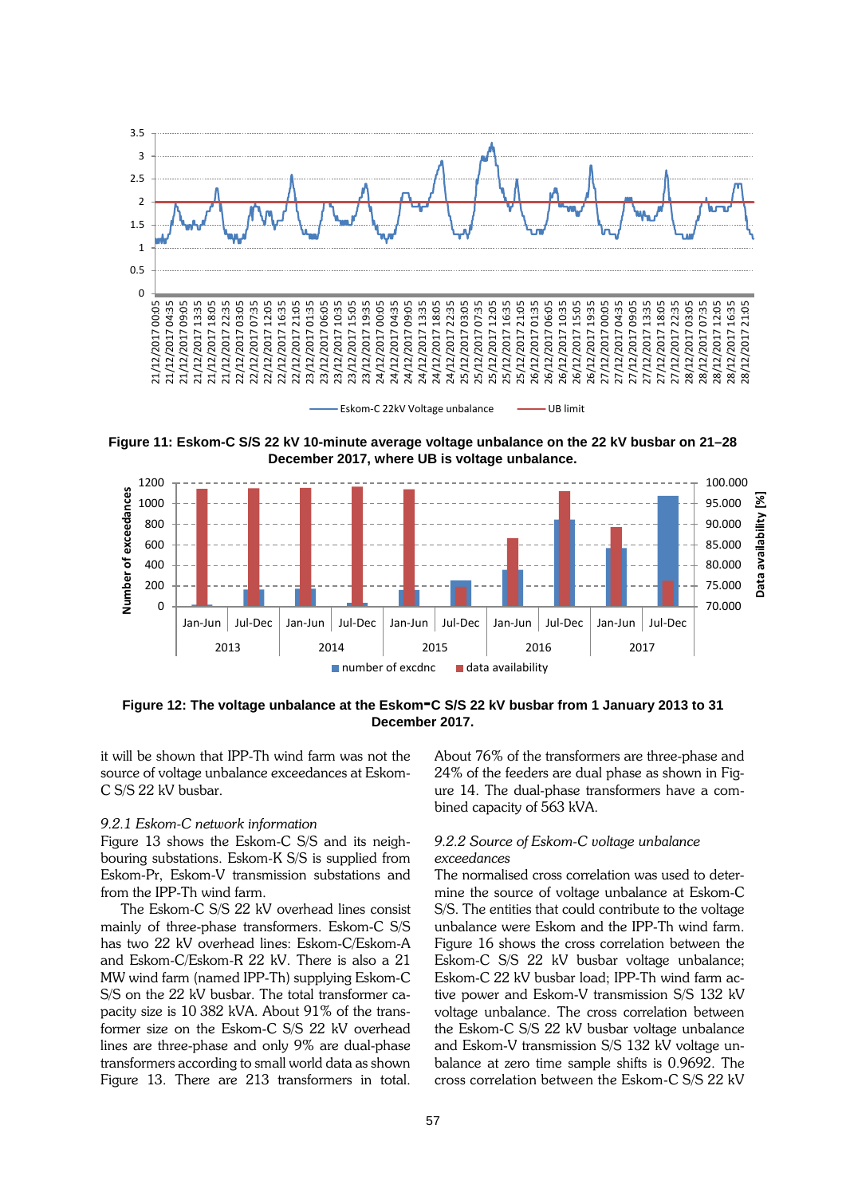3.5
3
2.5
2
1.5
1
0.5
0

21/12/2017 00:05
21/12/2017 04:35
21/12/2017 09:05
21/12/2017 13:35
21/12/2017 18:05
21/12/2017 22:35
22/12/2017 03:05
22/12/2017 07:35
22/12/2017 12:05
22/12/2017 16:35
22/12/2017 21:05
23/12/2017 01:35
23/12/2017 06:05
23/12/2017 10:35
23/12/2017 15:05
23/12/2017 19:35
24/12/2017 00:05
24/12/2017 04:35
24/12/2017 09:05
24/12/2017 13:35
24/12/2017 18:05
24/12/2017 22:35
25/12/2017 03:05
25/12/2017 07:35
25/12/2017 12:05
25/12/2017 16:35
25/12/2017 21:05
26/12/2017 01:35
26/12/2017 06:05
26/12/2017 10:35
26/12/2017 15:05
26/12/2017 19:35
27/12/2017 00:05
27/12/2017 04:35
27/12/2017 09:05
27/12/2017 13:35
27/12/2017 18:05
27/12/2017 22:35
28/12/2017 03:05
28/12/2017 07:35
28/12/2017 12:05
28/12/2017 16:35
28/12/2017 21:05

Eskom-C 22kV Voltage unbalance
UB limit

**Figure 11: Eskom-C S/S 22 kV 10-minute average voltage unbalance on the 22 kV busbar on 21–28 December 2017, where UB is voltage unbalance.**

Number of exceedances
1200
1000
800
600
400
200
0

Data availability [%]
100.000
95.000
90.000
85.000
80.000
75.000
70.000

Jan-Jun Jul-Dec Jan-Jun Jul-Dec Jan-Jun Jul-Dec Jan-Jun Jul-Dec Jan-Jun Jul-Dec
2013 2014 2015 2016 2017

number of excdnc
data availability

**Figure 12: The voltage unbalance at the Eskom-C S/S 22 kV busbar from 1 January 2013 to 31 December 2017.**

it will be shown that IPP-Th wind farm was not the source of voltage unbalance exceedances at Eskom-C S/S 22 kV busbar.

### *9.2.1 Eskom-C network information*

Figure 13 shows the Eskom-C S/S and its neighbouring substations. Eskom-K S/S is supplied from Eskom-Pr, Eskom-V transmission substations and from the IPP-Th wind farm.

The Eskom-C S/S 22 kV overhead lines consist mainly of three-phase transformers. Eskom-C S/S has two 22 kV overhead lines: Eskom-C/Eskom-A and Eskom-C/Eskom-R 22 kV. There is also a 21 MW wind farm (named IPP-Th) supplying Eskom-C S/S on the 22 kV busbar. The total transformer capacity size is 10 382 kVA. About 91% of the transformer size on the Eskom-C S/S 22 kV overhead lines are three-phase and only 9% are dual-phase transformers according to small world data as shown Figure 13. There are 213 transformers in total. About 76% of the transformers are three-phase and 24% of the feeders are dual phase as shown in Figure 14. The dual-phase transformers have a combined capacity of 563 kVA.

### *9.2.2 Source of Eskom-C voltage unbalance exceedances*

The normalised cross correlation was used to determine the source of voltage unbalance at Eskom-C S/S. The entities that could contribute to the voltage unbalance were Eskom and the IPP-Th wind farm. Figure 16 shows the cross correlation between the Eskom-C S/S 22 kV busbar voltage unbalance; Eskom-C 22 kV busbar load; IPP-Th wind farm active power and Eskom-V transmission S/S 132 kV voltage unbalance. The cross correlation between the Eskom-C S/S 22 kV busbar voltage unbalance and Eskom-V transmission S/S 132 kV voltage unbalance at zero time sample shifts is 0.9692. The cross correlation between the Eskom-C S/S 22 kV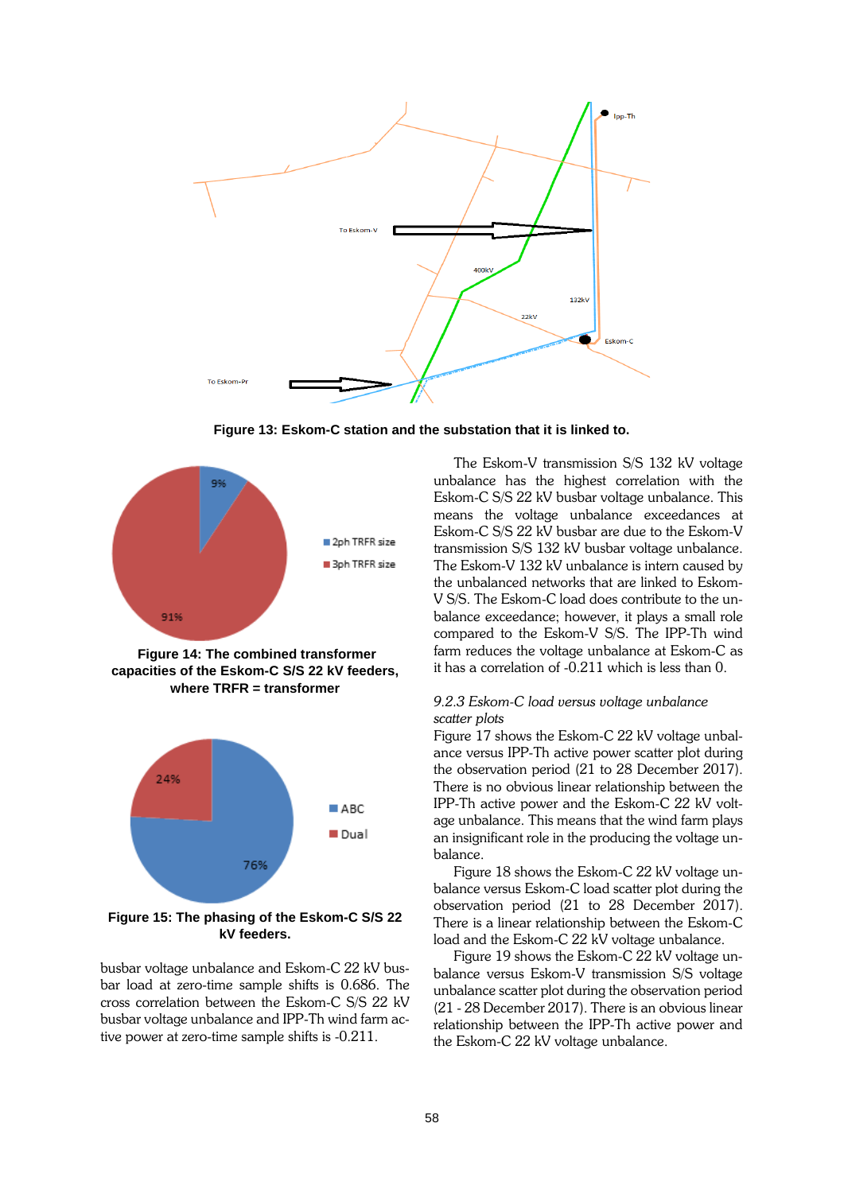Ipp-Th

To Eskom-V

400kV

132kV

22kV

Eskom-C

To Eskom-Pr

**Figure 13: Eskom-C station and the substation that it is linked to.**

9%

91%

2ph TRFR size

3ph TRFR size

**Figure 14: The combined transformer capacities of the Eskom-C S/S 22 kV feeders, where TRFR = transformer**

24%

76%

ABC

Dual

**Figure 15: The phasing of the Eskom-C S/S 22 kV feeders.**

busbar voltage unbalance and Eskom-C 22 kV busbar load at zero-time sample shifts is 0.686. The cross correlation between the Eskom-C S/S 22 kV busbar voltage unbalance and IPP-Th wind farm active power at zero-time sample shifts is -0.211.

The Eskom-V transmission S/S 132 kV voltage unbalance has the highest correlation with the Eskom-C S/S 22 kV busbar voltage unbalance. This means the voltage unbalance exceedances at Eskom-C S/S 22 kV busbar are due to the Eskom-V transmission S/S 132 kV busbar voltage unbalance. The Eskom-V 132 kV unbalance is intern caused by the unbalanced networks that are linked to Eskom-V S/S. The Eskom-C load does contribute to the unbalance exceedance; however, it plays a small role compared to the Eskom-V S/S. The IPP-Th wind farm reduces the voltage unbalance at Eskom-C as it has a correlation of -0.211 which is less than 0.

*9.2.3 Eskom-C load versus voltage unbalance scatter plots*

Figure 17 shows the Eskom-C 22 kV voltage unbalance versus IPP-Th active power scatter plot during the observation period (21 to 28 December 2017). There is no obvious linear relationship between the IPP-Th active power and the Eskom-C 22 kV voltage unbalance. This means that the wind farm plays an insignificant role in the producing the voltage unbalance.

Figure 18 shows the Eskom-C 22 kV voltage unbalance versus Eskom-C load scatter plot during the observation period (21 to 28 December 2017). There is a linear relationship between the Eskom-C load and the Eskom-C 22 kV voltage unbalance.

Figure 19 shows the Eskom-C 22 kV voltage unbalance versus Eskom-V transmission S/S voltage unbalance scatter plot during the observation period (21 - 28 December 2017). There is an obvious linear relationship between the IPP-Th active power and the Eskom-C 22 kV voltage unbalance.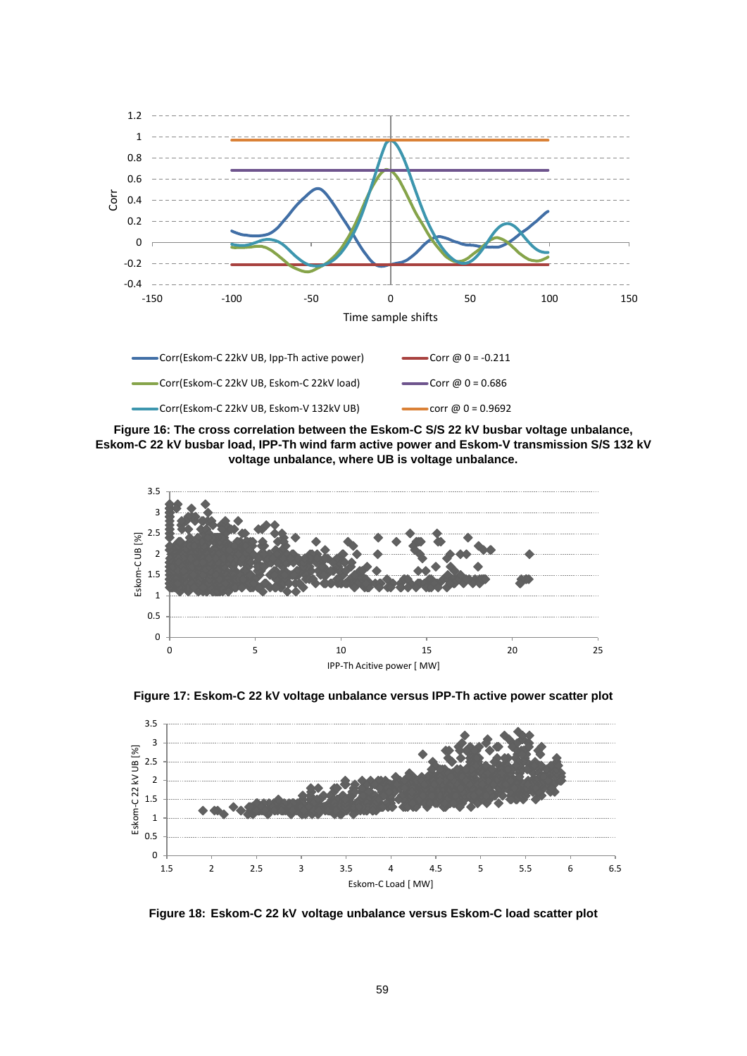1.2
1
0.8
0.6
0.4
0.2
0
-0.2
-0.4

Corr

-150 -100 -50 0 50 100 150

Time sample shifts

Corr(Eskom-C 22kV UB, Ipp-Th active power)
Corr(Eskom-C 22kV UB, Eskom-C 22kV load)
Corr(Eskom-C 22kV UB, Eskom-V 132kV UB)
Corr @ 0 = -0.211
Corr @ 0 = 0.686
corr @ 0 = 0.9692

**Figure 16: The cross correlation between the Eskom-C S/S 22 kV busbar voltage unbalance, Eskom-C 22 kV busbar load, IPP-Th wind farm active power and Eskom-V transmission S/S 132 kV voltage unbalance, where UB is voltage unbalance.**

3.5
3
2.5
2
1.5
1
0.5
0

Eskom-C UB [%]

0 5 10 15 20 25

IPP-Th Acitive power [ MW]

**Figure 17: Eskom-C 22 kV voltage unbalance versus IPP-Th active power scatter plot**

3.5
3
2.5
2
1.5
1
0.5
0

Eskom-C 22 kV UB [%]

1.5 2 2.5 3 3.5 4 4.5 5 5.5 6 6.5

Eskom-C Load [ MW]

**Figure 18: Eskom-C 22 kV voltage unbalance versus Eskom-C load scatter plot**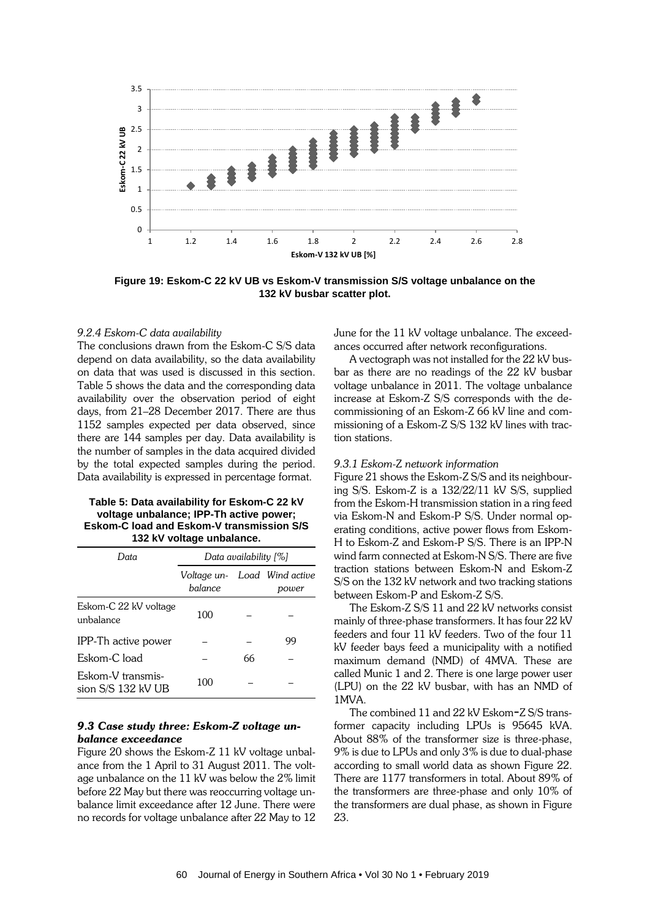3.5
3
2.5
2
1.5
1
0.5
0
1 1.2 1.4 1.6 1.8 2 2.2 2.4 2.6 2.8

Eskom-C 22 kV UB

Eskom-V 132 kV UB [%]

**Figure 19: Eskom-C 22 kV UB vs Eskom-V transmission S/S voltage unbalance on the 132 kV busbar scatter plot.**

*9.2.4 Eskom-C data availability*

The conclusions drawn from the Eskom-C S/S data depend on data availability, so the data availability on data that was used is discussed in this section. Table 5 shows the data and the corresponding data availability over the observation period of eight days, from 21–28 December 2017. There are thus 1152 samples expected per data observed, since there are 144 samples per day. Data availability is the number of samples in the data acquired divided by the total expected samples during the period. Data availability is expressed in percentage format.

**Table 5: Data availability for Eskom-C 22 kV voltage unbalance; IPP-Th active power; Eskom-C load and Eskom-V transmission S/S 132 kV voltage unbalance.**

| *Data* | *Data availability [%]* | | |
|---|---|---|---|
| | *Voltage unbalance* | *Load* | *Wind active power* |
| Eskom-C 22 kV voltage unbalance | 100 | – | – |
| IPP-Th active power | – | – | 99 |
| Eskom-C load | – | 66 | – |
| Eskom-V transmission S/S 132 kV UB | 100 | – | – |

### *9.3 Case study three: Eskom-Z voltage unbalance exceedance*

Figure 20 shows the Eskom-Z 11 kV voltage unbalance from the 1 April to 31 August 2011. The voltage unbalance on the 11 kV was below the 2% limit before 22 May but there was reoccurring voltage unbalance limit exceedance after 12 June. There were no records for voltage unbalance after 22 May to 12 June for the 11 kV voltage unbalance. The exceedances occurred after network reconfigurations.

A vectograph was not installed for the 22 kV busbar as there are no readings of the 22 kV busbar voltage unbalance in 2011. The voltage unbalance increase at Eskom-Z S/S corresponds with the decommissioning of an Eskom-Z 66 kV line and commissioning of a Eskom-Z S/S 132 kV lines with traction stations.

*9.3.1 Eskom-Z network information*

Figure 21 shows the Eskom-Z S/S and its neighbouring S/S. Eskom-Z is a 132/22/11 kV S/S, supplied from the Eskom-H transmission station in a ring feed via Eskom-N and Eskom-P S/S. Under normal operating conditions, active power flows from Eskom-H to Eskom-Z and Eskom-P S/S. There is an IPP-N wind farm connected at Eskom-N S/S. There are five traction stations between Eskom-N and Eskom-Z S/S on the 132 kV network and two tracking stations between Eskom-P and Eskom-Z S/S.

The Eskom-Z S/S 11 and 22 kV networks consist mainly of three-phase transformers. It has four 22 kV feeders and four 11 kV feeders. Two of the four 11 kV feeder bays feed a municipality with a notified maximum demand (NMD) of 4MVA. These are called Munic 1 and 2. There is one large power user (LPU) on the 22 kV busbar, with has an NMD of 1MVA.

The combined 11 and 22 kV Eskom-Z S/S transformer capacity including LPUs is 95645 kVA. About 88% of the transformer size is three-phase, 9% is due to LPUs and only 3% is due to dual-phase according to small world data as shown Figure 22. There are 1177 transformers in total. About 89% of the transformers are three-phase and only 10% of the transformers are dual phase, as shown in Figure 23.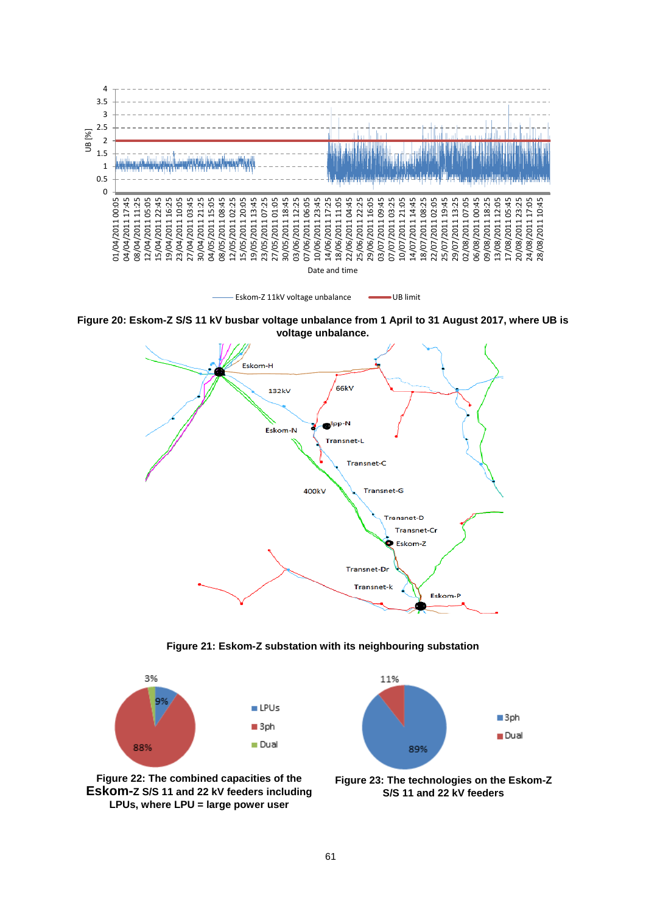4
3.5
3
2.5
2
1.5
1
0.5
0

UB [%]

01/04/2011 00:05
04/04/2011 17:45
08/04/2011 11:25
12/04/2011 05:05
15/04/2011 22:45
19/04/2011 16:25
23/04/2011 10:05
27/04/2011 03:45
30/04/2011 21:25
04/05/2011 15:05
08/05/2011 08:45
12/05/2011 02:25
15/05/2011 20:05
19/05/2011 13:45
23/05/2011 07:25
27/05/2011 01:05
30/05/2011 18:45
03/06/2011 12:25
07/06/2011 06:05
10/06/2011 23:45
14/06/2011 17:25
18/06/2011 11:05
22/06/2011 04:45
25/06/2011 22:25
29/06/2011 16:05
03/07/2011 09:45
07/07/2011 03:25
10/07/2011 21:05
14/07/2011 14:45
18/07/2011 08:25
22/07/2011 02:05
25/07/2011 19:45
29/07/2011 13:25
02/08/2011 07:05
06/08/2011 00:45
09/08/2011 18:25
13/08/2011 12:05
17/08/2011 05:45
20/08/2011 23:25
24/08/2011 17:05
28/08/2011 10:45

Date and time

Eskom-Z 11kV voltage unbalance
UB limit

**Figure 20: Eskom-Z S/S 11 kV busbar voltage unbalance from 1 April to 31 August 2017, where UB is voltage unbalance.**

Eskom-H
132kV
66kV
Ipp-N
Eskom-N
Transnet-L
Transnet-C
400kV
Transnet-G
Transnet-D
Transnet-Cr
Eskom-Z
Transnet-Dr
Transnet-k
Eskom-P

**Figure 21: Eskom-Z substation with its neighbouring substation**

3%
9%
88%
LPUs
3ph
Dual

**Figure 22: The combined capacities of the Eskom-Z S/S 11 and 22 kV feeders including LPUs, where LPU = large power user**

11%
89%
3ph
Dual

**Figure 23: The technologies on the Eskom-Z S/S 11 and 22 kV feeders**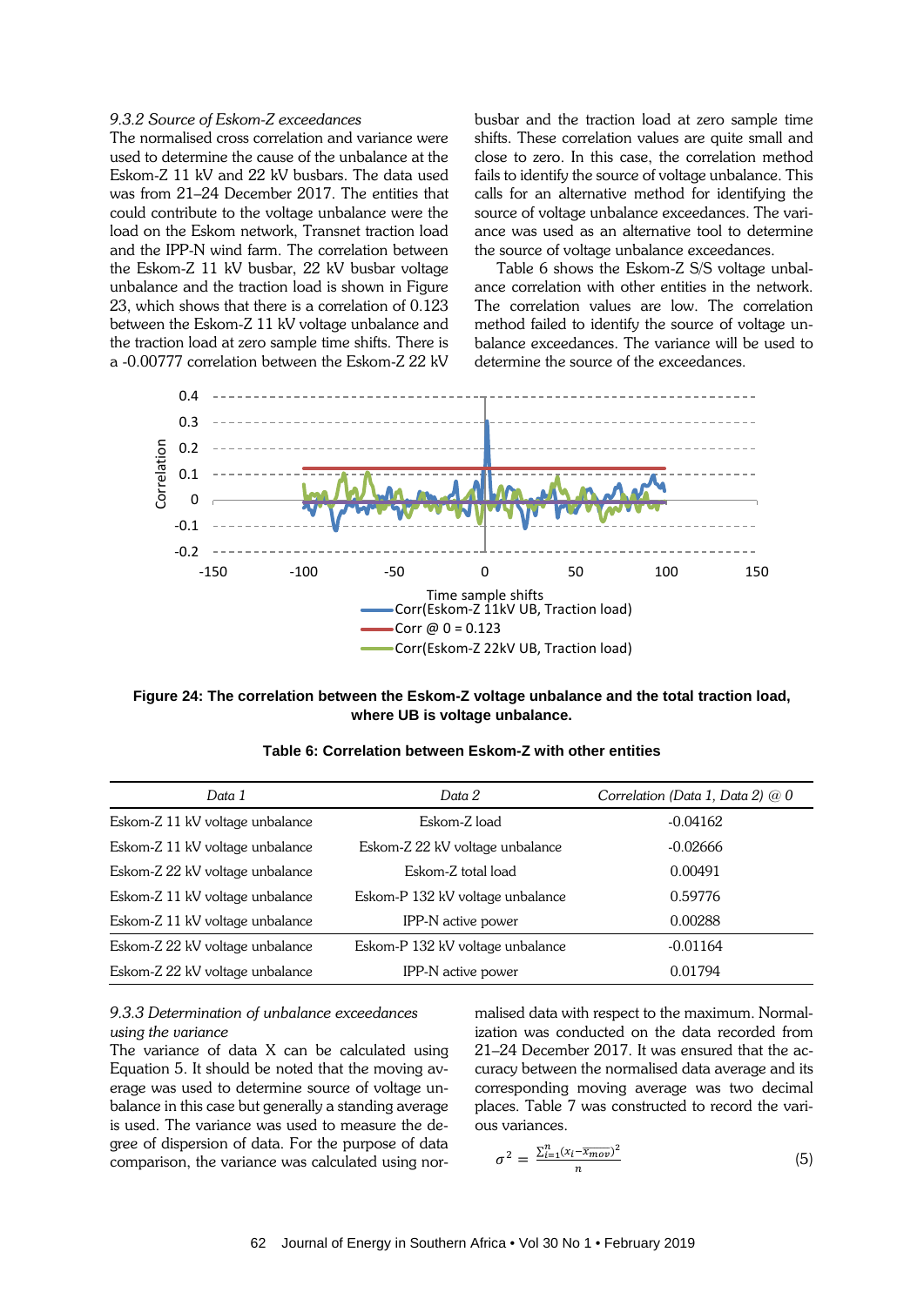### *9.3.2 Source of Eskom-Z exceedances*

The normalised cross correlation and variance were used to determine the cause of the unbalance at the Eskom-Z 11 kV and 22 kV busbars. The data used was from 21–24 December 2017. The entities that could contribute to the voltage unbalance were the load on the Eskom network, Transnet traction load and the IPP-N wind farm. The correlation between the Eskom-Z 11 kV busbar, 22 kV busbar voltage unbalance and the traction load is shown in Figure 23, which shows that there is a correlation of 0.123 between the Eskom-Z 11 kV voltage unbalance and the traction load at zero sample time shifts. There is a -0.00777 correlation between the Eskom-Z 22 kV busbar and the traction load at zero sample time shifts. These correlation values are quite small and close to zero. In this case, the correlation method fails to identify the source of voltage unbalance. This calls for an alternative method for identifying the source of voltage unbalance exceedances. The variance was used as an alternative tool to determine the source of voltage unbalance exceedances.

Table 6 shows the Eskom-Z S/S voltage unbalance correlation with other entities in the network. The correlation values are low. The correlation method failed to identify the source of voltage unbalance exceedances. The variance will be used to determine the source of the exceedances.

**Figure 24: The correlation between the Eskom-Z voltage unbalance and the total traction load, where UB is voltage unbalance.**

**Table 6: Correlation between Eskom-Z with other entities**

| *Data 1* | *Data 2* | *Correlation (Data 1, Data 2) @ 0* |
|---|---|---|
| Eskom-Z 11 kV voltage unbalance | Eskom-Z load | -0.04162 |
| Eskom-Z 11 kV voltage unbalance | Eskom-Z 22 kV voltage unbalance | -0.02666 |
| Eskom-Z 22 kV voltage unbalance | Eskom-Z total load | 0.00491 |
| Eskom-Z 11 kV voltage unbalance | Eskom-P 132 kV voltage unbalance | 0.59776 |
| Eskom-Z 11 kV voltage unbalance | IPP-N active power | 0.00288 |
| Eskom-Z 22 kV voltage unbalance | Eskom-P 132 kV voltage unbalance | -0.01164 |
| Eskom-Z 22 kV voltage unbalance | IPP-N active power | 0.01794 |

### *9.3.3 Determination of unbalance exceedances using the variance*

The variance of data X can be calculated using Equation 5. It should be noted that the moving average was used to determine source of voltage unbalance in this case but generally a standing average is used. The variance was used to measure the degree of dispersion of data. For the purpose of data comparison, the variance was calculated using normalised data with respect to the maximum. Normalization was conducted on the data recorded from 21–24 December 2017. It was ensured that the accuracy between the normalised data average and its corresponding moving average was two decimal places. Table 7 was constructed to record the various variances.

$$\sigma^2 = \frac{\sum_{i=1}^{n}(x_i - \overline{x_{mov}})^2}{n} \tag{5}$$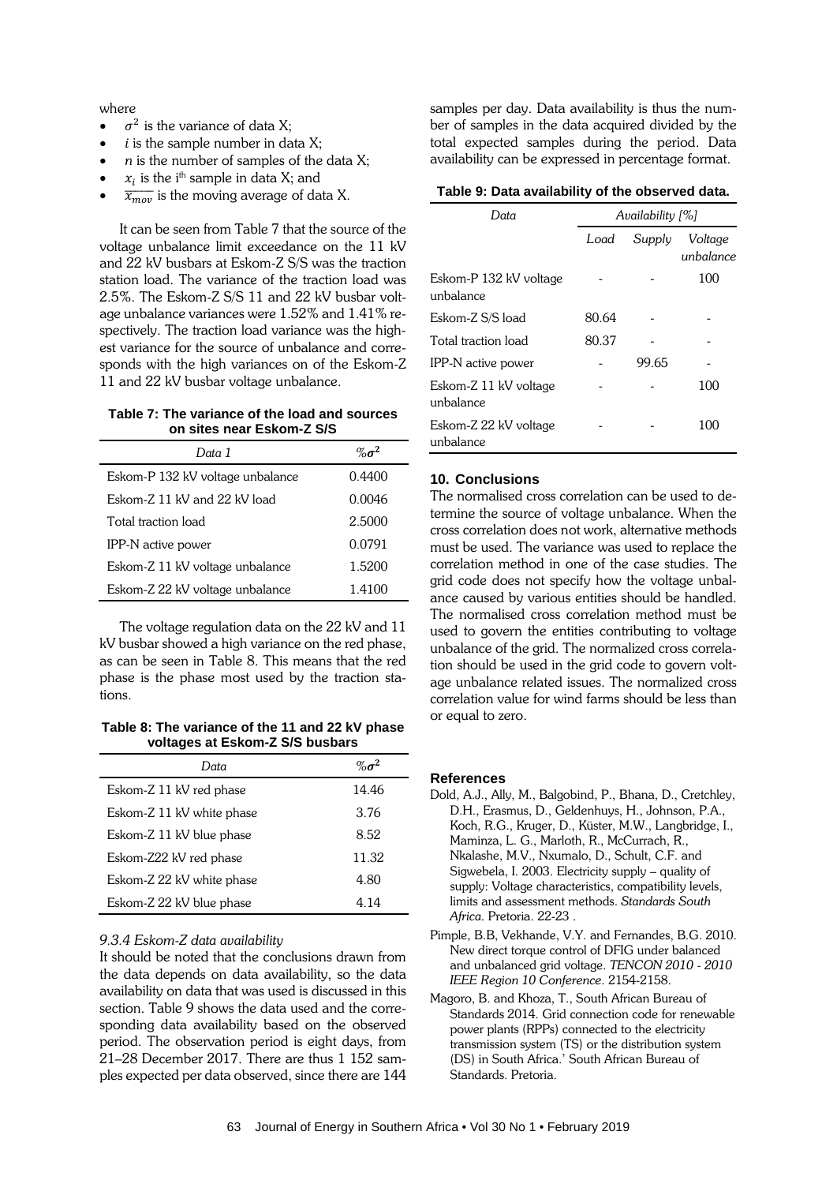where

- $\sigma^2$ is the variance of data X;
- $i$ is the sample number in data X;
- $n$ is the number of samples of the data X;
- $x_i$ is the i[th] sample in data X; and
- $\overline{x_{mov}}$ is the moving average of data X.

It can be seen from Table 7 that the source of the voltage unbalance limit exceedance on the 11 kV and 22 kV busbars at Eskom-Z S/S was the traction station load. The variance of the traction load was 2.5%. The Eskom-Z S/S 11 and 22 kV busbar voltage unbalance variances were 1.52% and 1.41% respectively. The traction load variance was the highest variance for the source of unbalance and corresponds with the high variances on of the Eskom-Z 11 and 22 kV busbar voltage unbalance.

**Table 7: The variance of the load and sources on sites near Eskom-Z S/S**

| *Data 1* | $\%\sigma^2$ |
|---|---|
| Eskom-P 132 kV voltage unbalance | 0.4400 |
| Eskom-Z 11 kV and 22 kV load | 0.0046 |
| Total traction load | 2.5000 |
| IPP-N active power | 0.0791 |
| Eskom-Z 11 kV voltage unbalance | 1.5200 |
| Eskom-Z 22 kV voltage unbalance | 1.4100 |

The voltage regulation data on the 22 kV and 11 kV busbar showed a high variance on the red phase, as can be seen in Table 8. This means that the red phase is the phase most used by the traction stations.

**Table 8: The variance of the 11 and 22 kV phase voltages at Eskom-Z S/S busbars**

| *Data* | $\%\sigma^2$ |
|---|---|
| Eskom-Z 11 kV red phase | 14.46 |
| Eskom-Z 11 kV white phase | 3.76 |
| Eskom-Z 11 kV blue phase | 8.52 |
| Eskom-Z22 kV red phase | 11.32 |
| Eskom-Z 22 kV white phase | 4.80 |
| Eskom-Z 22 kV blue phase | 4.14 |

#### *9.3.4 Eskom-Z data availability*

It should be noted that the conclusions drawn from the data depends on data availability, so the data availability on data that was used is discussed in this section. Table 9 shows the data used and the corresponding data availability based on the observed period. The observation period is eight days, from 21–28 December 2017. There are thus 1 152 samples expected per data observed, since there are 144 samples per day. Data availability is thus the number of samples in the data acquired divided by the total expected samples during the period. Data availability can be expressed in percentage format.

**Table 9: Data availability of the observed data.**

| *Data* | *Availability [%]* | | |
|---|---|---|---|
| | *Load* | *Supply* | *Voltage unbalance* |
| Eskom-P 132 kV voltage unbalance | - | - | 100 |
| Eskom-Z S/S load | 80.64 | - | - |
| Total traction load | 80.37 | - | - |
| IPP-N active power | - | 99.65 | - |
| Eskom-Z 11 kV voltage unbalance | - | - | 100 |
| Eskom-Z 22 kV voltage unbalance | - | - | 100 |

## 10. Conclusions

The normalised cross correlation can be used to determine the source of voltage unbalance. When the cross correlation does not work, alternative methods must be used. The variance was used to replace the correlation method in one of the case studies. The grid code does not specify how the voltage unbalance caused by various entities should be handled. The normalised cross correlation method must be used to govern the entities contributing to voltage unbalance of the grid. The normalized cross correlation should be used in the grid code to govern voltage unbalance related issues. The normalized cross correlation value for wind farms should be less than or equal to zero.

## References

Dold, A.J., Ally, M., Balgobind, P., Bhana, D., Cretchley, D.H., Erasmus, D., Geldenhuys, H., Johnson, P.A., Koch, R.G., Kruger, D., Küster, M.W., Langbridge, I., Maminza, L. G., Marloth, R., McCurrach, R., Nkalashe, M.V., Nxumalo, D., Schult, C.F. and Sigwebela, I. 2003. Electricity supply – quality of supply: Voltage characteristics, compatibility levels, limits and assessment methods. *Standards South Africa*. Pretoria. 22-23 .

Pimple, B.B, Vekhande, V.Y. and Fernandes, B.G. 2010. New direct torque control of DFIG under balanced and unbalanced grid voltage. *TENCON 2010 - 2010 IEEE Region 10 Conference*. 2154-2158.

Magoro, B. and Khoza, T., South African Bureau of Standards 2014. Grid connection code for renewable power plants (RPPs) connected to the electricity transmission system (TS) or the distribution system (DS) in South Africa.' South African Bureau of Standards. Pretoria.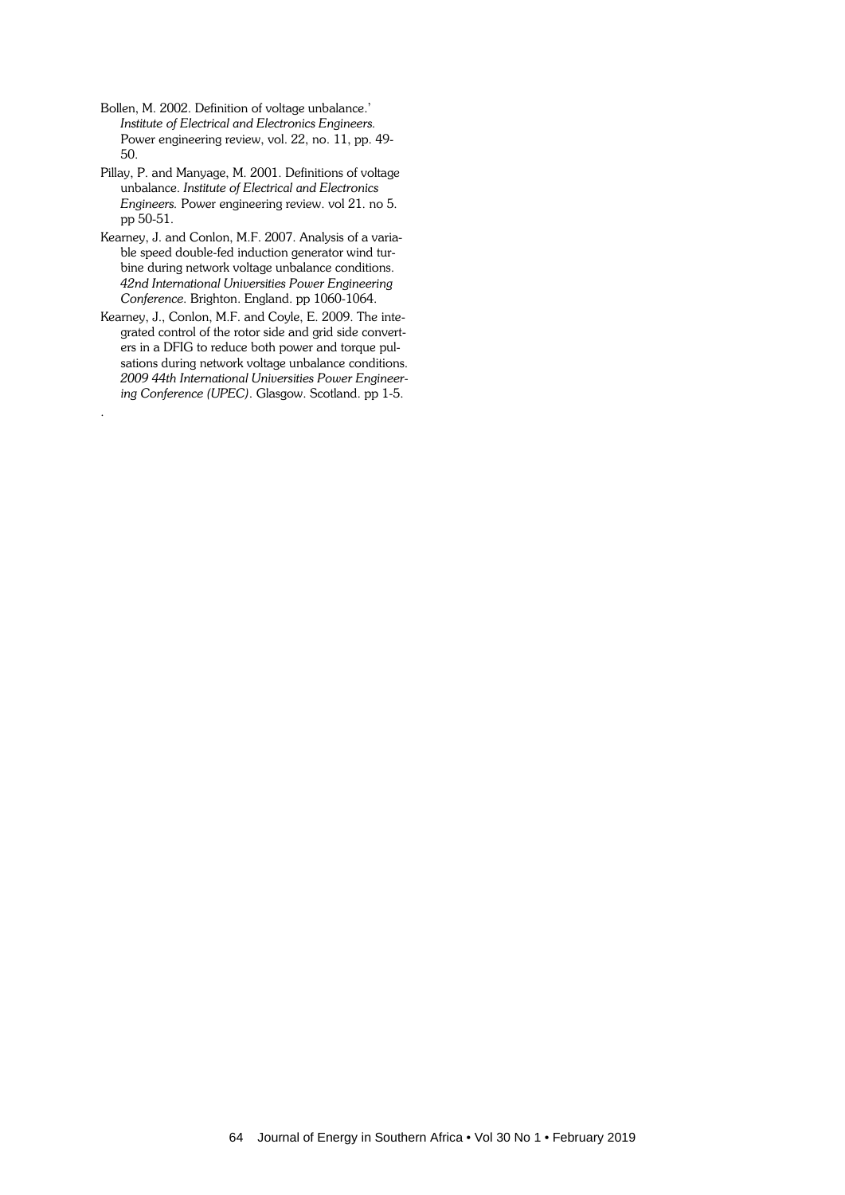Bollen, M. 2002. Definition of voltage unbalance.' *Institute of Electrical and Electronics Engineers.* Power engineering review, vol. 22, no. 11, pp. 49-50.

Pillay, P. and Manyage, M. 2001. Definitions of voltage unbalance. *Institute of Electrical and Electronics Engineers.* Power engineering review. vol 21. no 5. pp 50-51.

Kearney, J. and Conlon, M.F. 2007. Analysis of a variable speed double-fed induction generator wind turbine during network voltage unbalance conditions. *42nd International Universities Power Engineering Conference*. Brighton. England. pp 1060-1064.

Kearney, J., Conlon, M.F. and Coyle, E. 2009. The integrated control of the rotor side and grid side converters in a DFIG to reduce both power and torque pulsations during network voltage unbalance conditions. *2009 44th International Universities Power Engineering Conference (UPEC)*. Glasgow. Scotland. pp 1-5.

.